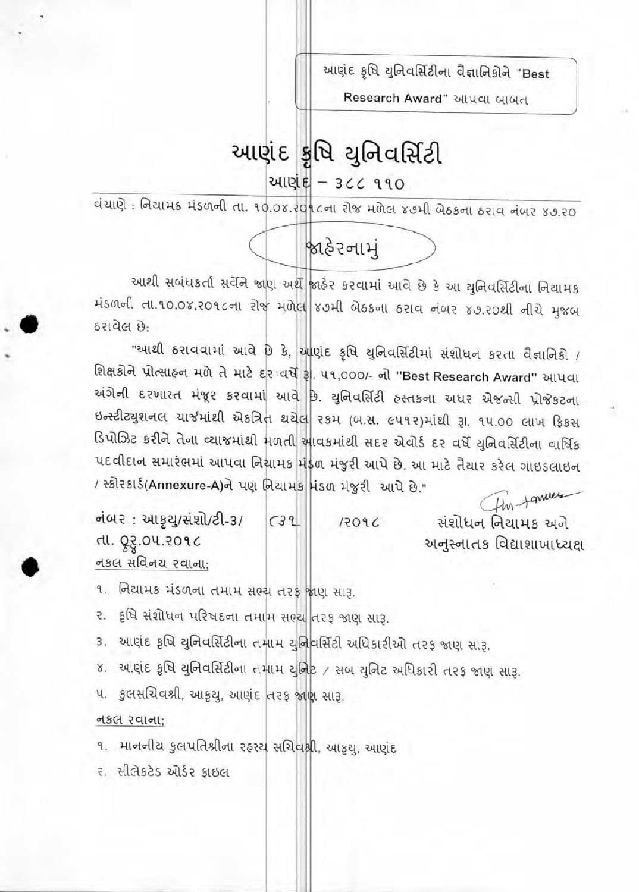આણંદ કૃષિ યુનિવર્સિટીના વૈજ્ઞાનિકોને "Best Research Award" આપવા બાબત

# આણંદ કૃષિ યુનિવર્સિટી

આણંદ – ૩૮૮ ૧૧૦

વંચાણે : નિયામક મંડળની તા. ૧૦.૦૪.૨૦૧૮ના રોજ મળેલ ૪૭મી બેઠકના ઠરાવ નંબર ૪૭.૨૦

## જાહેરનામું

આથી સબંધકર્તા સર્વેને જાણ અર્થે જાહેર કરવામાં આવે છે કે આ યુનિવર્સિટીના નિયામક મંડળની તા.૧૦.૦૪.૨૦૧૮ના રોજ મળેલ ૪૭મી બેઠકના ઠરાવ નંબર ૪૭.૨૦થી નીચે મુજબ ઠરાવેલ છે:

"આથી ઠરાવવામાં આવે છે કે, આણંદ કૃષિ યુનિવર્સિટીમાં સંશોધન કરતા વૈજ્ઞાનિકો / શિક્ષકોને પ્રોત્સાહન મળે તે માટે દર વર્ષે રૂ. ૫૧,૦૦૦/- નો "Best Research Award" આપવા અંગેની દરખાસ્ત મંજૂર કરવામાં આવે છે. યુનિવર્સિટી હસ્તકના અધર એજન્સી પ્રોજેક્ટના ઇન્સ્ટીટ્યુશનલ ચાર્જમાંથી એકત્રિત થયેલ રકમ (બ.સ. ૯૫૧૨)માંથી રૂા. ૧૫.૦૦ લાખ ફિક્સ ડિપોઝિટ કરીને તેના વ્યાજમાંથી મળતી આવકમાંથી સદર એવોર્ડ દર વર્ષે યુનિવર્સિટીના વાર્ષિક પદવીદાન સમારંભમાં આપવા નિયામક મંડળ મંજુરી આપે છે. આ માટે તૈયાર કરેલ ગાઇડલાઇન / સ્કોરકાર્ડ(Annexure-A)ને પણ નિયામક મંડળ મંજુરી આપે છે."

નંબર : આકૃયુ/સંશો/ટી-૩/ ૮૩૧ /૨૦૧૮
તા. ૦૩.૦૫.૨૦૧૮

સંશોધન નિયામક અને
અનુસ્નાતક વિદ્યાશાખાધ્યક્ષ

નકલ સવિનય રવાના;

૧. નિયામક મંડળના તમામ સભ્ય તરફ જાણ સારૂ.
૨. કૃષિ સંશોધન પરિષદના તમામ સભ્ય તરફ જાણ સારૂ.
૩. આણંદ કૃષિ યુનિવર્સિટીના તમામ યુનિવર્સિટી અધિકારીઓ તરફ જાણ સારૂ.
૪. આણંદ કૃષિ યુનિવર્સિટીના તમામ યુનિટ / સબ યુનિટ અધિકારી તરફ જાણ સારૂ.
૫. કુલસચિવશ્રી, આકૃયુ, આણંદ તરફ જાણ સારૂ.

નકલ રવાના;

૧. માનનીય કુલપતિશ્રીના રહસ્ય સચિવશ્રી, આકૃયુ, આણંદ
૨. સીલેક્ટેડ ઓર્ડર ફાઇલ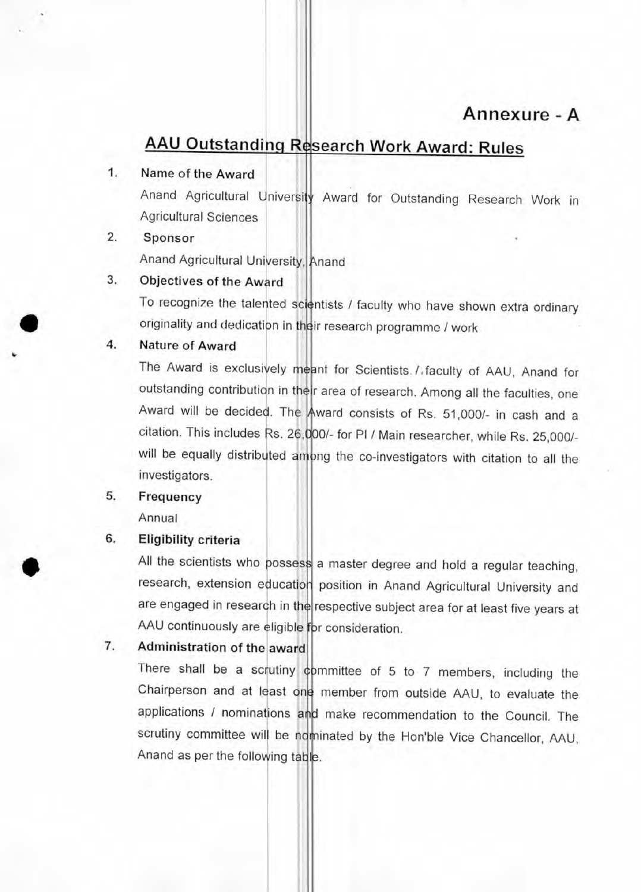# Annexure - A

## AAU Outstanding Research Work Award: Rules

1. **Name of the Award**

   Anand Agricultural University Award for Outstanding Research Work in Agricultural Sciences

2. **Sponsor**

   Anand Agricultural University, Anand

3. **Objectives of the Award**

   To recognize the talented scientists / faculty who have shown extra ordinary originality and dedication in their research programme / work

4. **Nature of Award**

   The Award is exclusively meant for Scientists / faculty of AAU, Anand for outstanding contribution in their area of research. Among all the faculties, one Award will be decided. The Award consists of Rs. 51,000/- in cash and a citation. This includes Rs. 26,000/- for PI / Main researcher, while Rs. 25,000/- will be equally distributed among the co-investigators with citation to all the investigators.

5. **Frequency**

   Annual

6. **Eligibility criteria**

   All the scientists who possess a master degree and hold a regular teaching, research, extension education position in Anand Agricultural University and are engaged in research in the respective subject area for at least five years at AAU continuously are eligible for consideration.

7. **Administration of the award**

   There shall be a scrutiny committee of 5 to 7 members, including the Chairperson and at least one member from outside AAU, to evaluate the applications / nominations and make recommendation to the Council. The scrutiny committee will be nominated by the Hon'ble Vice Chancellor, AAU, Anand as per the following table.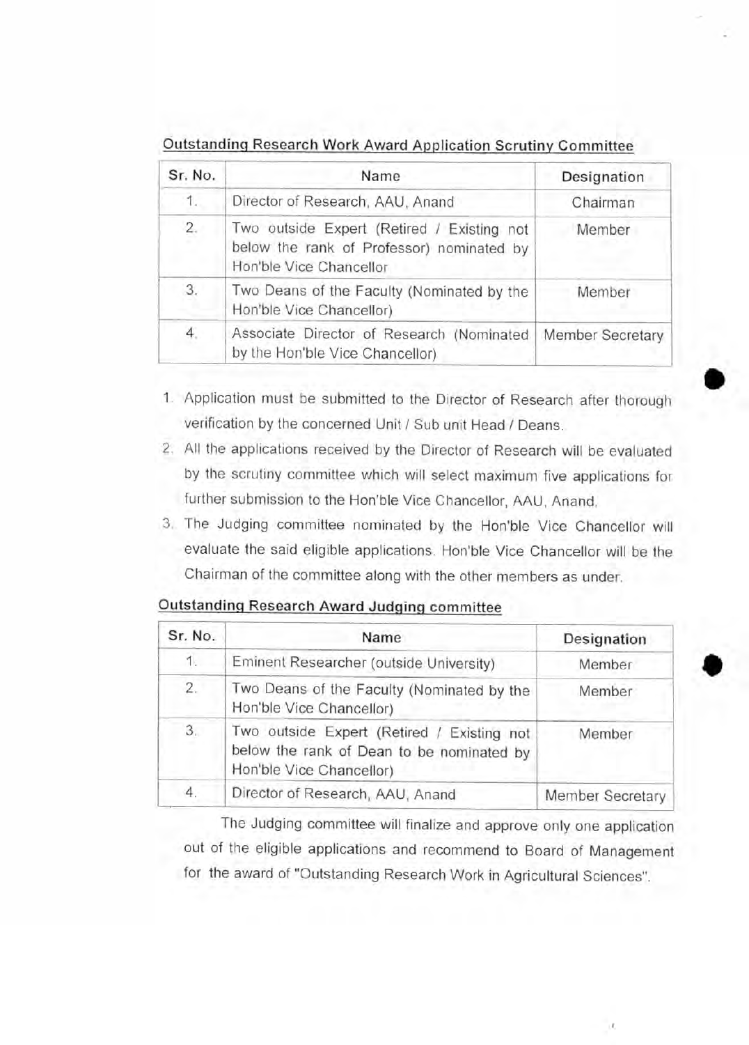## Outstanding Research Work Award Application Scrutiny Committee

| Sr. No. | Name | Designation |
|---|---|---|
| 1. | Director of Research, AAU, Anand | Chairman |
| 2. | Two outside Expert (Retired / Existing not below the rank of Professor) nominated by Hon'ble Vice Chancellor | Member |
| 3. | Two Deans of the Faculty (Nominated by the Hon'ble Vice Chancellor) | Member |
| 4. | Associate Director of Research (Nominated by the Hon'ble Vice Chancellor) | Member Secretary |

1. Application must be submitted to the Director of Research after thorough verification by the concerned Unit / Sub unit Head / Deans.
2. All the applications received by the Director of Research will be evaluated by the scrutiny committee which will select maximum five applications for further submission to the Hon'ble Vice Chancellor, AAU, Anand.
3. The Judging committee nominated by the Hon'ble Vice Chancellor will evaluate the said eligible applications. Hon'ble Vice Chancellor will be the Chairman of the committee along with the other members as under.

## Outstanding Research Award Judging committee

| Sr. No. | Name | Designation |
|---|---|---|
| 1. | Eminent Researcher (outside University) | Member |
| 2. | Two Deans of the Faculty (Nominated by the Hon'ble Vice Chancellor) | Member |
| 3. | Two outside Expert (Retired / Existing not below the rank of Dean to be nominated by Hon'ble Vice Chancellor) | Member |
| 4. | Director of Research, AAU, Anand | Member Secretary |

The Judging committee will finalize and approve only one application out of the eligible applications and recommend to Board of Management for the award of "Outstanding Research Work in Agricultural Sciences".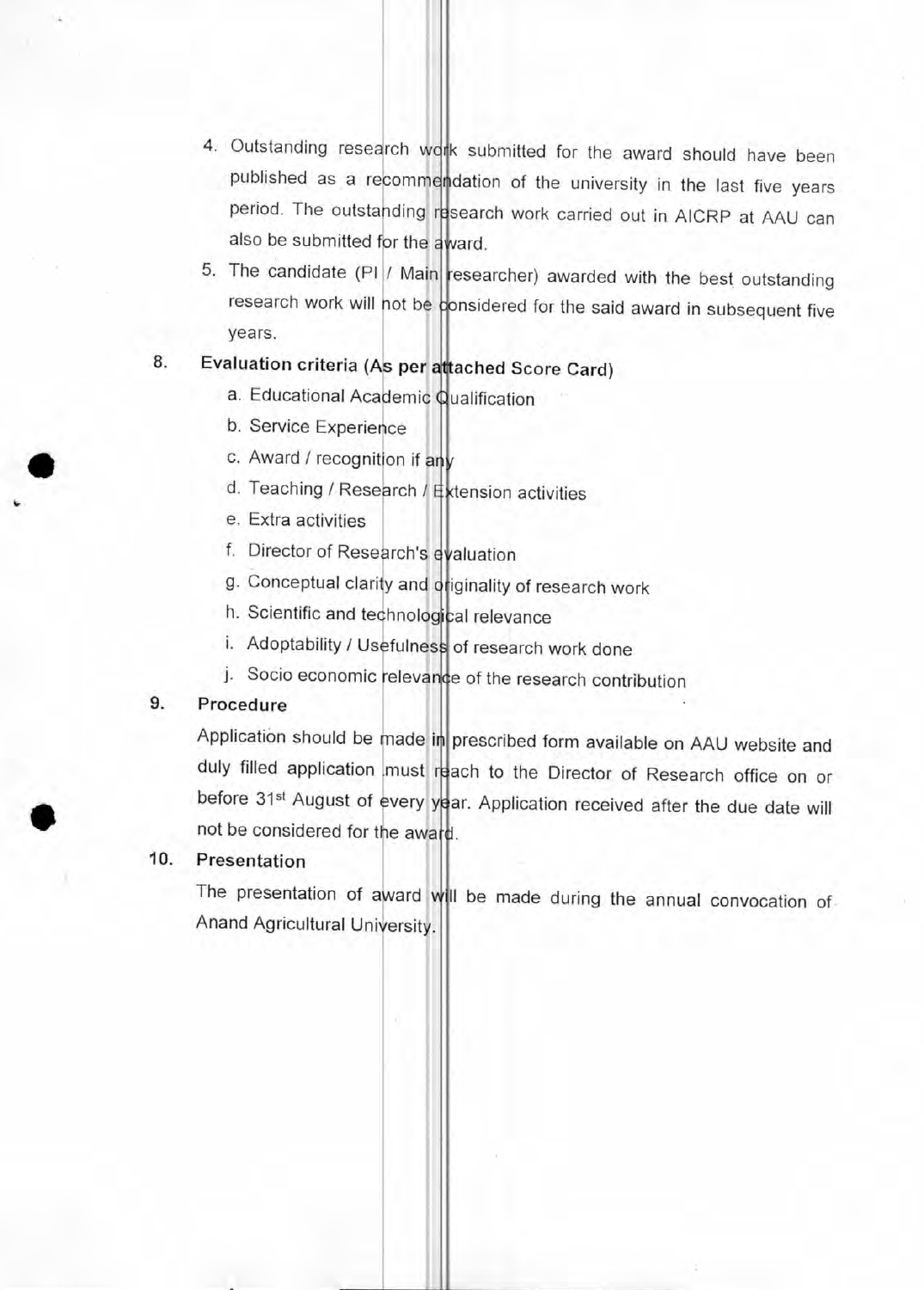4. Outstanding research work submitted for the award should have been published as a recommendation of the university in the last five years period. The outstanding research work carried out in AICRP at AAU can also be submitted for the award.
5. The candidate (PI / Main researcher) awarded with the best outstanding research work will not be considered for the said award in subsequent five years.

8. **Evaluation criteria (As per attached Score Card)**

   a. Educational Academic Qualification
   b. Service Experience
   c. Award / recognition if any
   d. Teaching / Research / Extension activities
   e. Extra activities
   f. Director of Research's evaluation
   g. Conceptual clarity and originality of research work
   h. Scientific and technological relevance
   i. Adoptability / Usefulness of research work done
   j. Socio economic relevance of the research contribution

9. **Procedure**

   Application should be made in prescribed form available on AAU website and duly filled application must reach to the Director of Research office on or before 31st August of every year. Application received after the due date will not be considered for the award.

10. **Presentation**

    The presentation of award will be made during the annual convocation of Anand Agricultural University.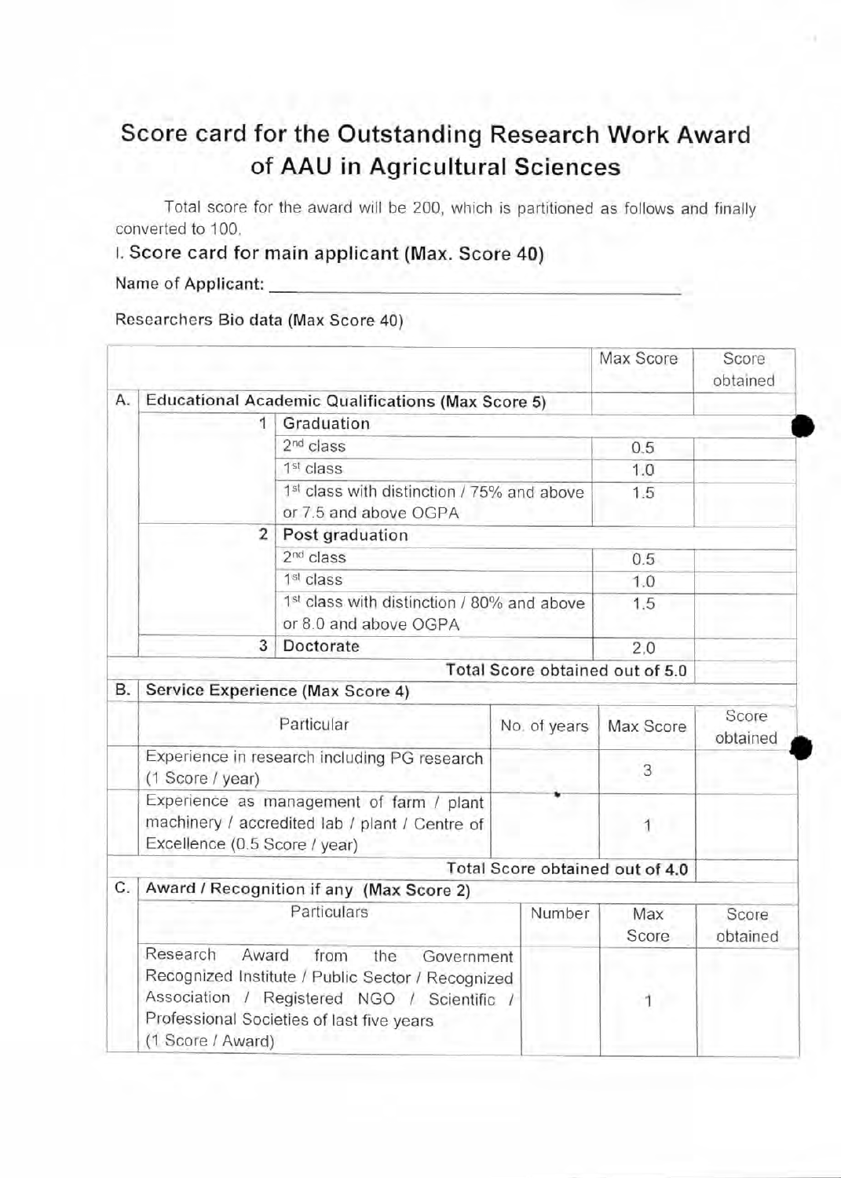# Score card for the Outstanding Research Work Award of AAU in Agricultural Sciences

Total score for the award will be 200, which is partitioned as follows and finally converted to 100.

## I. Score card for main applicant (Max. Score 40)

**Name of Applicant:** \_\_\_\_\_\_\_\_\_\_\_\_\_\_\_\_\_\_\_\_\_\_\_\_\_\_\_\_\_\_\_\_\_\_\_\_\_\_\_\_

Researchers Bio data (Max Score 40)

| | | | Max Score | Score obtained |
|---|---|---|---|---|
| A. | **Educational Academic Qualifications (Max Score 5)** | | | |
| | 1 | **Graduation** | | |
| | | 2nd class | 0.5 | |
| | | 1st class | 1.0 | |
| | | 1st class with distinction / 75% and above or 7.5 and above OGPA | 1.5 | |
| | 2 | **Post graduation** | | |
| | | 2nd class | 0.5 | |
| | | 1st class | 1.0 | |
| | | 1st class with distinction / 80% and above or 8.0 and above OGPA | 1.5 | |
| | 3 | **Doctorate** | 2.0 | |
| | | **Total Score obtained out of 5.0** | | |

| B. | **Service Experience (Max Score 4)** | | | |
|---|---|---|---|---|
| | Particular | No. of years | Max Score | Score obtained |
| | Experience in research including PG research (1 Score / year) | | 3 | |
| | Experience as management of farm / plant machinery / accredited lab / plant / Centre of Excellence (0.5 Score / year) | | 1 | |
| | **Total Score obtained out of 4.0** | | | |

| C. | **Award / Recognition if any (Max Score 2)** | | | |
|---|---|---|---|---|
| | Particulars | Number | Max Score | Score obtained |
| | Research Award from the Government Recognized Institute / Public Sector / Recognized Association / Registered NGO / Scientific / Professional Societies of last five years (1 Score / Award) | | 1 | |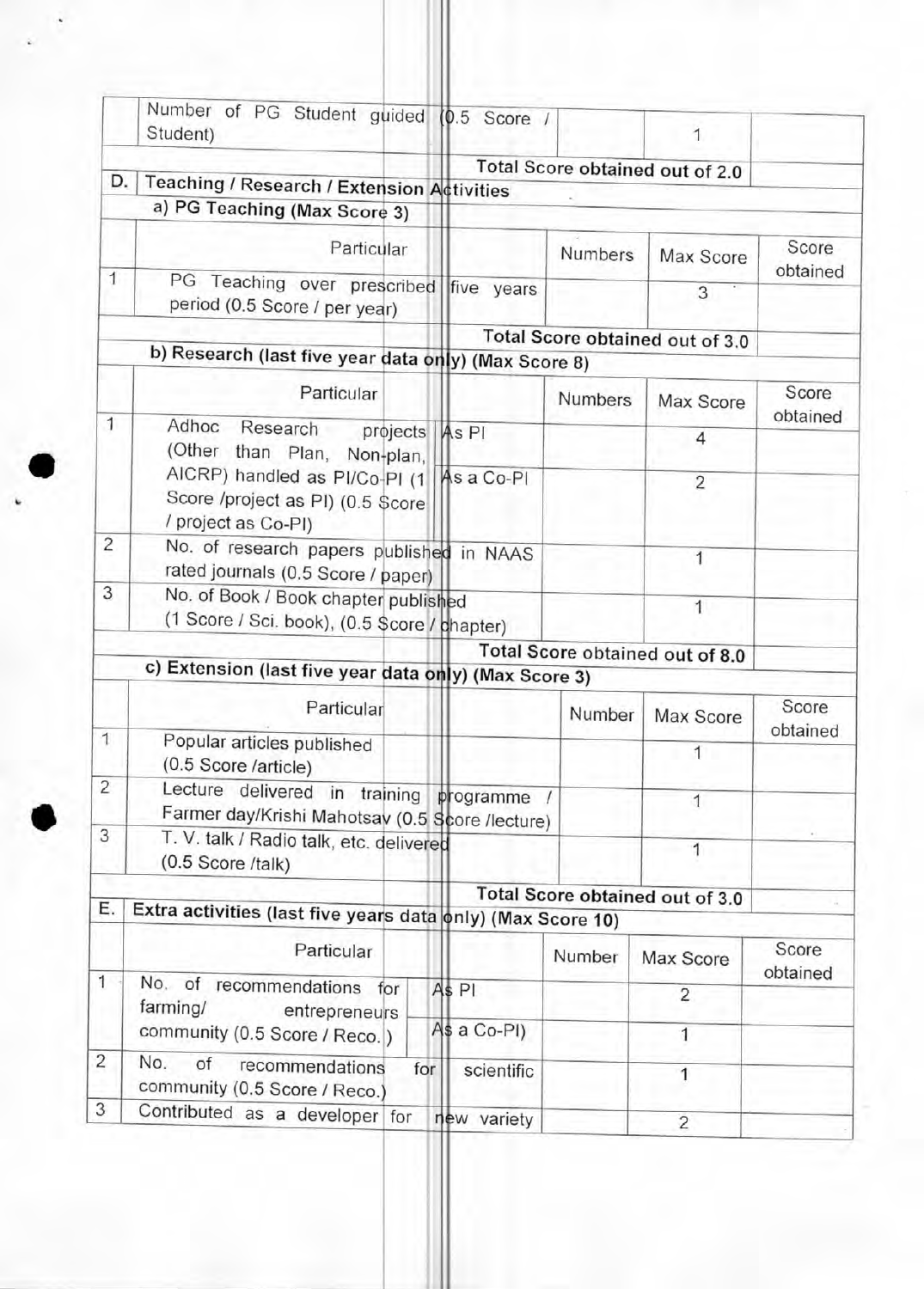| | Particular | | Numbers | Max Score | Score obtained |
|---|---|---|---|---|---|
| | Number of PG Student guided (0.5 Score / Student) | | | 1 | |
| | | Total Score obtained out of 2.0 | | | |

**D. Teaching / Research / Extension Activities**

**a) PG Teaching (Max Score 3)**

| | Particular | | Numbers | Max Score | Score obtained |
|---|---|---|---|---|---|
| 1 | PG Teaching over prescribed five years period (0.5 Score / per year) | | | 3 | |
| | | Total Score obtained out of 3.0 | | | |

**b) Research (last five year data only) (Max Score 8)**

| | Particular | | Numbers | Max Score | Score obtained |
|---|---|---|---|---|---|
| 1 | Adhoc Research projects (Other than Plan, Non-plan, AICRP) handled as PI/Co-PI (1 Score /project as PI) (0.5 Score / project as Co-PI) | As PI | | 4 | |
| | | As a Co-PI | | 2 | |
| 2 | No. of research papers published in NAAS rated journals (0.5 Score / paper) | | | 1 | |
| 3 | No. of Book / Book chapter published (1 Score / Sci. book), (0.5 Score / chapter) | | | 1 | |
| | | Total Score obtained out of 8.0 | | | |

**c) Extension (last five year data only) (Max Score 3)**

| | Particular | | Number | Max Score | Score obtained |
|---|---|---|---|---|---|
| 1 | Popular articles published (0.5 Score /article) | | | 1 | |
| 2 | Lecture delivered in training programme / Farmer day/Krishi Mahotsav (0.5 Score /lecture) | | | 1 | |
| 3 | T. V. talk / Radio talk, etc. delivered (0.5 Score /talk) | | | 1 | |
| | | Total Score obtained out of 3.0 | | | |

**E. Extra activities (last five years data only) (Max Score 10)**

| | Particular | | Number | Max Score | Score obtained |
|---|---|---|---|---|---|
| 1 | No. of recommendations for farming/ entrepreneurs community (0.5 Score / Reco. ) | As PI | | 2 | |
| | | As a Co-PI) | | 1 | |
| 2 | No. of recommendations for scientific community (0.5 Score / Reco.) | | | 1 | |
| 3 | Contributed as a developer for new variety | | | 2 | |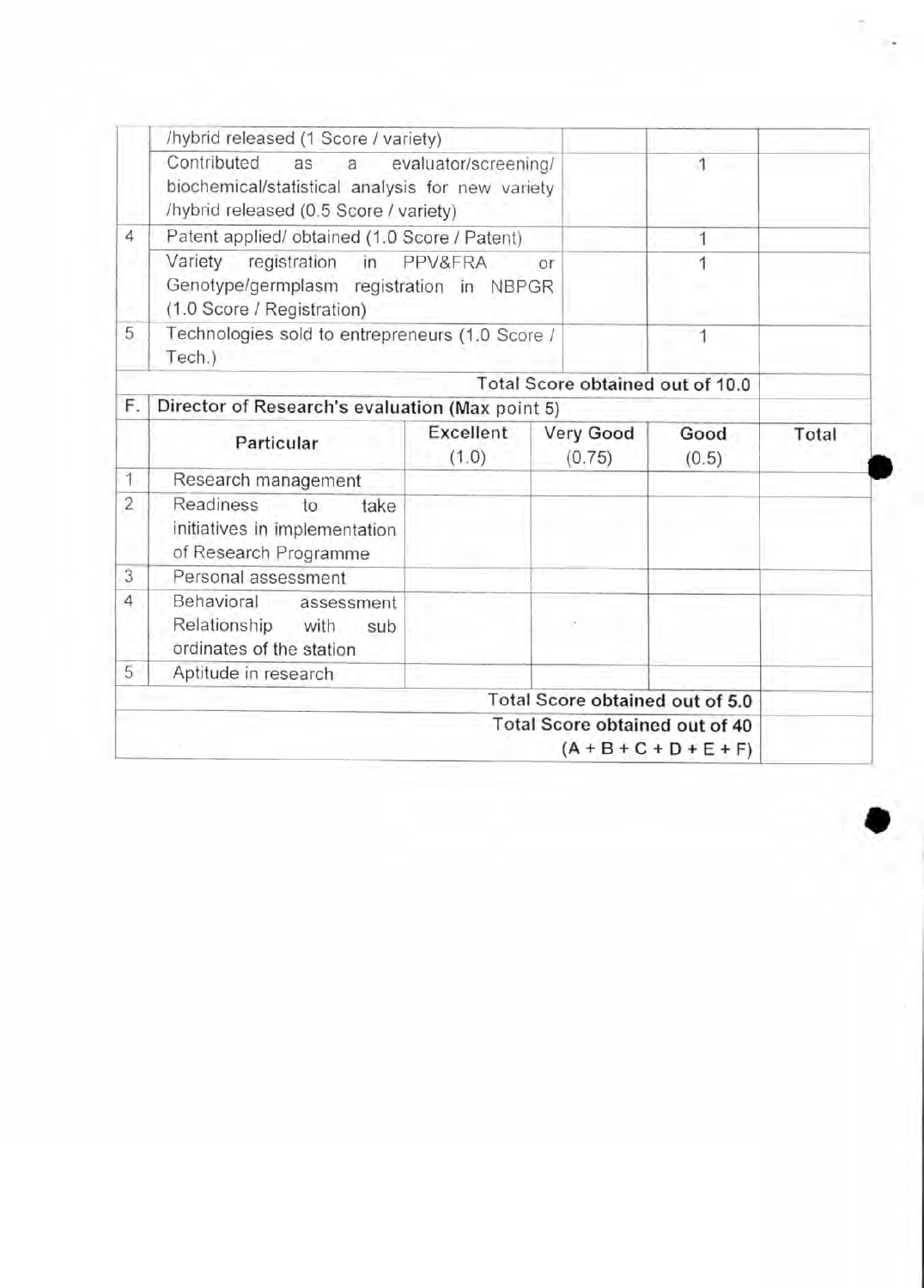| | | | | |
|---|---|---|---|---|
| | /hybrid released (1 Score / variety) | | | |
| | Contributed as a evaluator/screening/ biochemical/statistical analysis for new variety /hybrid released (0.5 Score / variety) | | 1 | |
| 4 | Patent applied/ obtained (1.0 Score / Patent) | | 1 | |
| | Variety registration in PPV&FRA or Genotype/germplasm registration in NBPGR (1.0 Score / Registration) | | 1 | |
| 5 | Technologies sold to entrepreneurs (1.0 Score / Tech.) | | 1 | |
| | | | Total Score obtained out of 10.0 | |

| | | | | | |
|---|---|---|---|---|---|
| **F.** | **Director of Research's evaluation (Max point 5)** | | | | |
| | **Particular** | **Excellent** (1.0) | **Very Good** (0.75) | **Good** (0.5) | **Total** |
| 1 | Research management | | | | |
| 2 | Readiness to take initiatives in implementation of Research Programme | | | | |
| 3 | Personal assessment | | | | |
| 4 | Behavioral assessment Relationship with sub ordinates of the station | | | | |
| 5 | Aptitude in research | | | | |
| | | | | Total Score obtained out of 5.0 | |
| | | | | Total Score obtained out of 40 (A + B + C + D + E + F) | |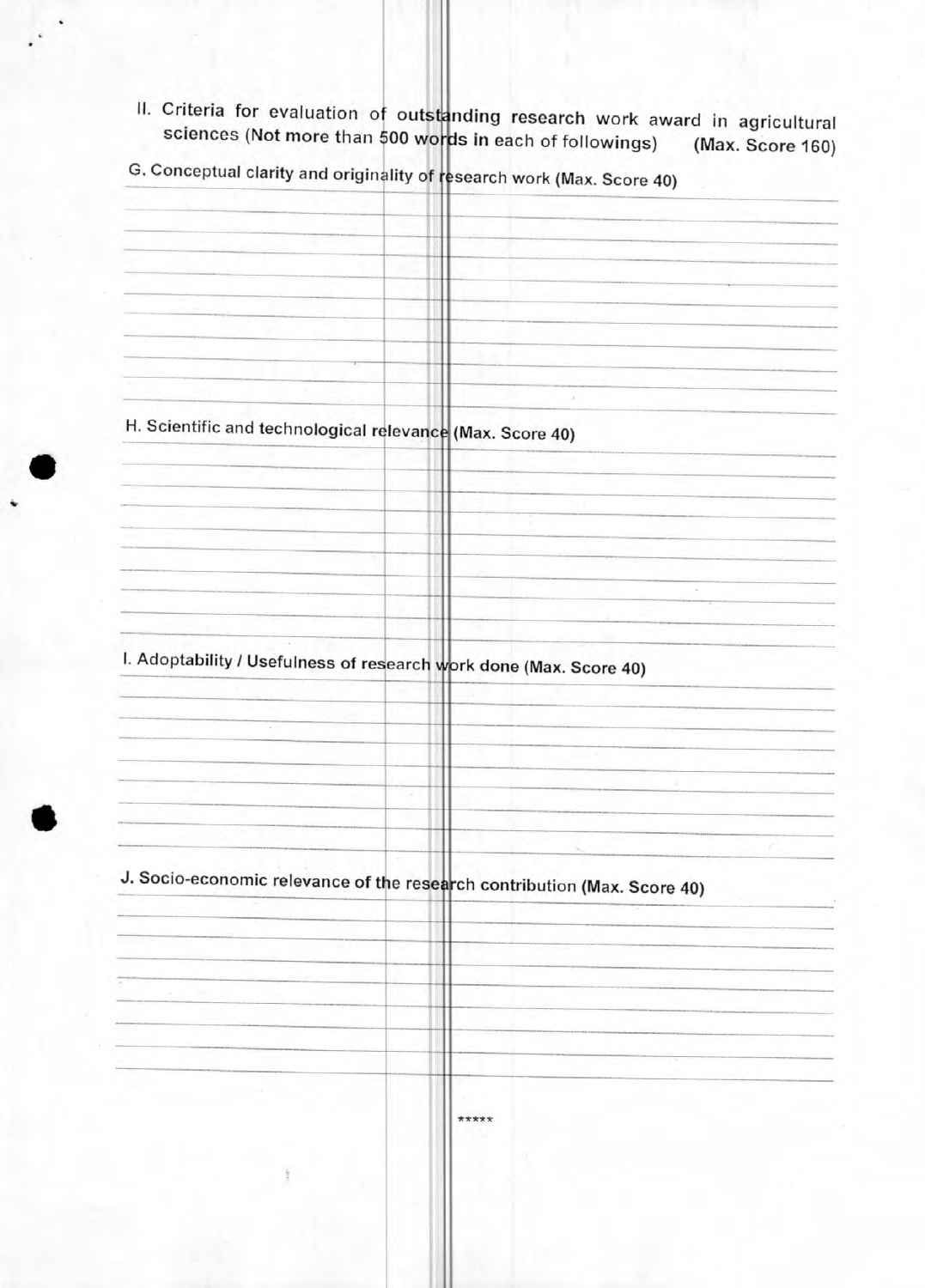II. Criteria for evaluation of outstanding research work award in agricultural sciences (Not more than 500 words in each of followings) **(Max. Score 160)**

G. Conceptual clarity and originality of research work **(Max. Score 40)**

H. Scientific and technological relevance **(Max. Score 40)**

I. Adoptability / Usefulness of research work done **(Max. Score 40)**

J. Socio-economic relevance of the research contribution **(Max. Score 40)**

*****